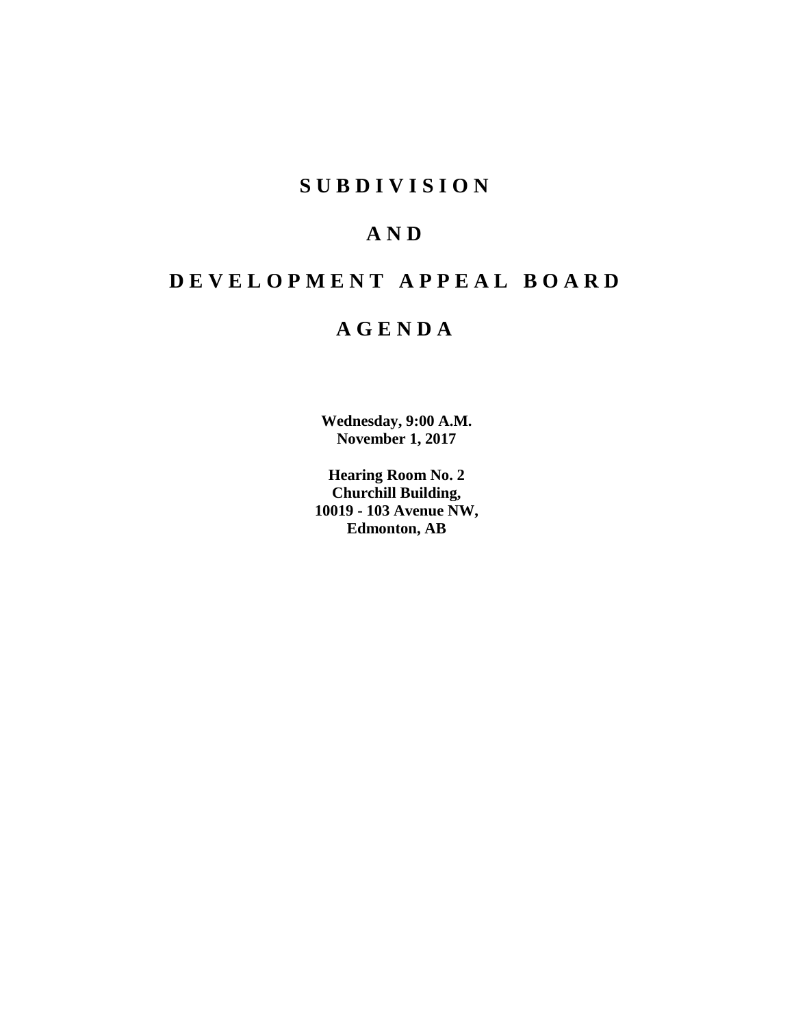# S U B D I V I S I O N

# A N D

# D E V E L O P M E N T A P P E A L B O A R D

# A G E N D A

**Wednesday, 9:00 A.M.**
**November 1, 2017**

**Hearing Room No. 2**
**Churchill Building,**
**10019 - 103 Avenue NW,**
**Edmonton, AB**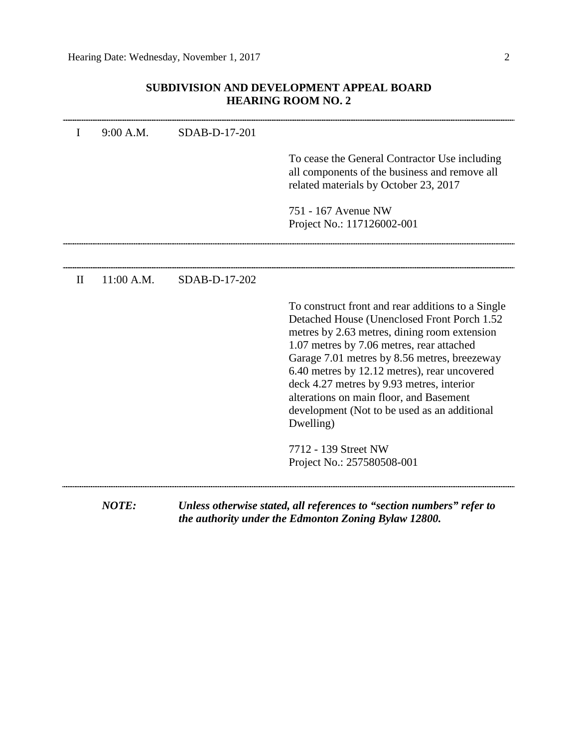## SUBDIVISION AND DEVELOPMENT APPEAL BOARD
## HEARING ROOM NO. 2

---

| | | | |
|---|---|---|---|
| I | 9:00 A.M. | SDAB-D-17-201 | |
| | | | To cease the General Contractor Use including all components of the business and remove all related materials by October 23, 2017 |
| | | | 751 - 167 Avenue NW<br>Project No.: 117126002-001 |

---

| | | | |
|---|---|---|---|
| II | 11:00 A.M. | SDAB-D-17-202 | |
| | | | To construct front and rear additions to a Single Detached House (Unenclosed Front Porch 1.52 metres by 2.63 metres, dining room extension 1.07 metres by 7.06 metres, rear attached Garage 7.01 metres by 8.56 metres, breezeway 6.40 metres by 12.12 metres), rear uncovered deck 4.27 metres by 9.93 metres, interior alterations on main floor, and Basement development (Not to be used as an additional Dwelling) |
| | | | 7712 - 139 Street NW<br>Project No.: 257580508-001 |

---

***NOTE:*** ***Unless otherwise stated, all references to "section numbers" refer to the authority under the Edmonton Zoning Bylaw 12800.***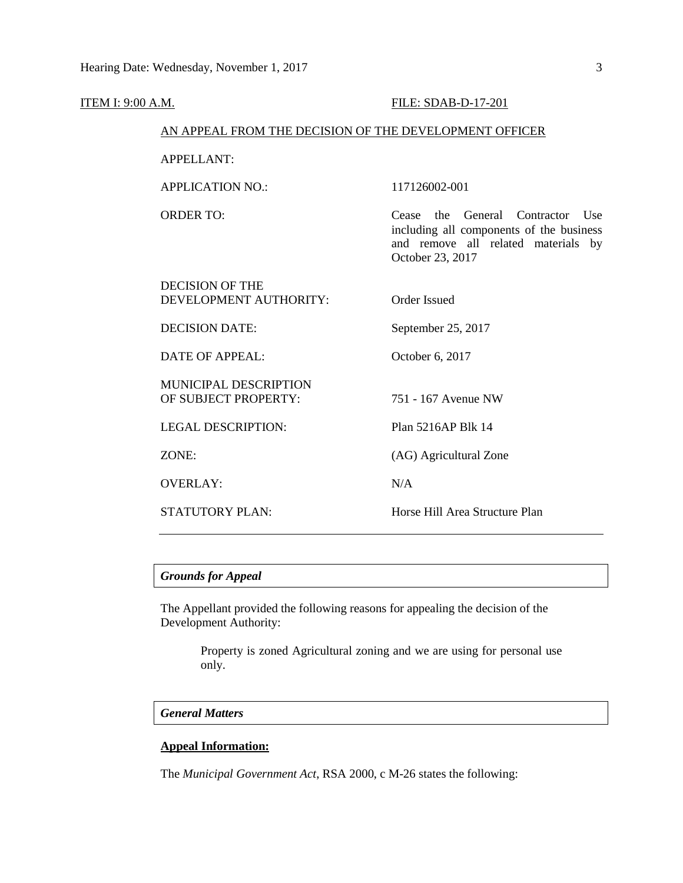ITEM I: 9:00 A.M. FILE: SDAB-D-17-201

AN APPEAL FROM THE DECISION OF THE DEVELOPMENT OFFICER

| | |
|---|---|
| APPELLANT: | |
| APPLICATION NO.: | 117126002-001 |
| ORDER TO: | Cease the General Contractor Use including all components of the business and remove all related materials by October 23, 2017 |
| DECISION OF THE DEVELOPMENT AUTHORITY: | Order Issued |
| DECISION DATE: | September 25, 2017 |
| DATE OF APPEAL: | October 6, 2017 |
| MUNICIPAL DESCRIPTION OF SUBJECT PROPERTY: | 751 - 167 Avenue NW |
| LEGAL DESCRIPTION: | Plan 5216AP Blk 14 |
| ZONE: | (AG) Agricultural Zone |
| OVERLAY: | N/A |
| STATUTORY PLAN: | Horse Hill Area Structure Plan |

---

### *Grounds for Appeal*

The Appellant provided the following reasons for appealing the decision of the Development Authority:

> Property is zoned Agricultural zoning and we are using for personal use only.

### *General Matters*

**Appeal Information:**

The *Municipal Government Act*, RSA 2000, c M-26 states the following: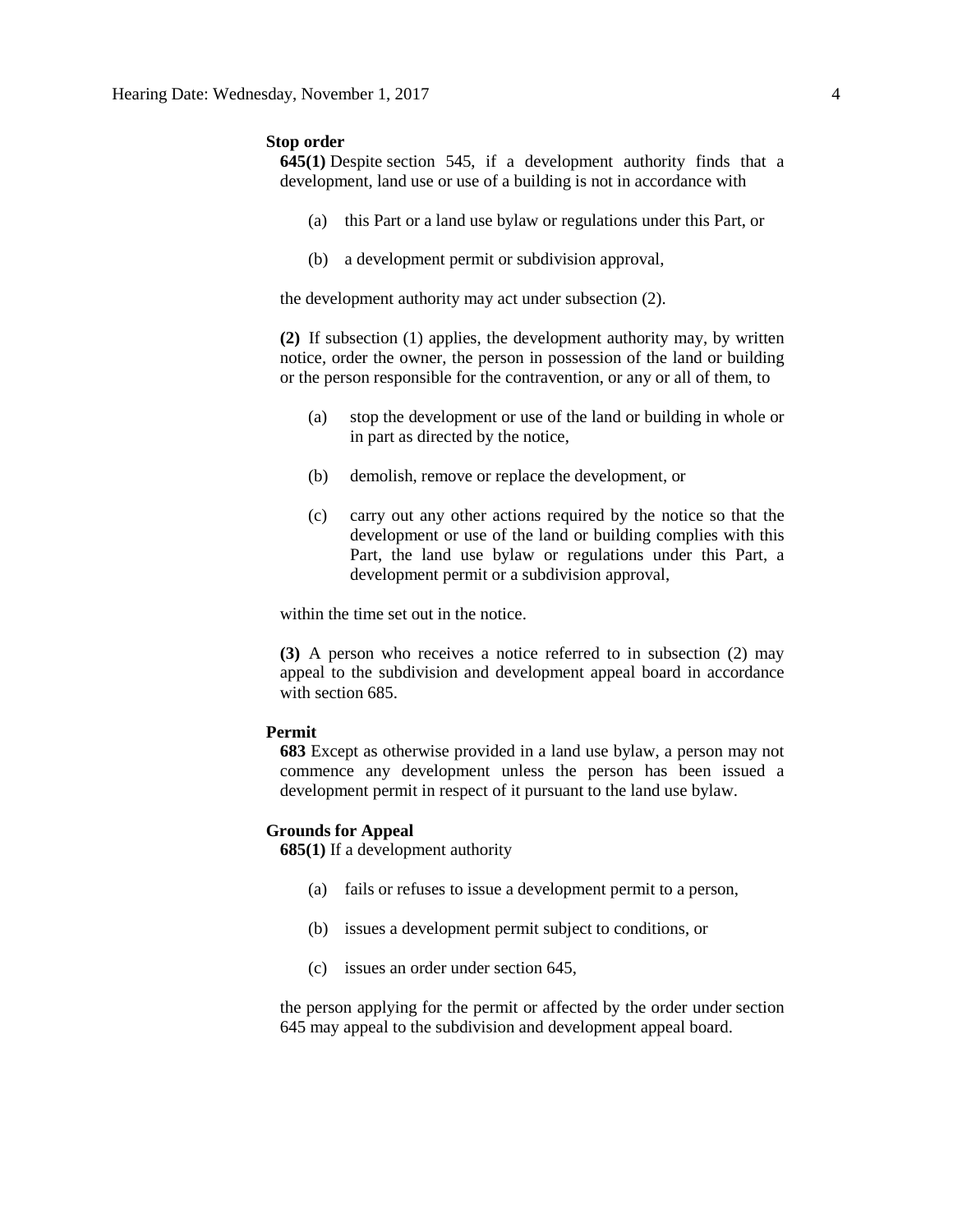**Stop order**

**645(1)** Despite section 545, if a development authority finds that a development, land use or use of a building is not in accordance with

(a) this Part or a land use bylaw or regulations under this Part, or

(b) a development permit or subdivision approval,

the development authority may act under subsection (2).

**(2)** If subsection (1) applies, the development authority may, by written notice, order the owner, the person in possession of the land or building or the person responsible for the contravention, or any or all of them, to

(a) stop the development or use of the land or building in whole or in part as directed by the notice,

(b) demolish, remove or replace the development, or

(c) carry out any other actions required by the notice so that the development or use of the land or building complies with this Part, the land use bylaw or regulations under this Part, a development permit or a subdivision approval,

within the time set out in the notice.

**(3)** A person who receives a notice referred to in subsection (2) may appeal to the subdivision and development appeal board in accordance with section 685.

**Permit**

**683** Except as otherwise provided in a land use bylaw, a person may not commence any development unless the person has been issued a development permit in respect of it pursuant to the land use bylaw.

**Grounds for Appeal**

**685(1)** If a development authority

(a) fails or refuses to issue a development permit to a person,

(b) issues a development permit subject to conditions, or

(c) issues an order under section 645,

the person applying for the permit or affected by the order under section 645 may appeal to the subdivision and development appeal board.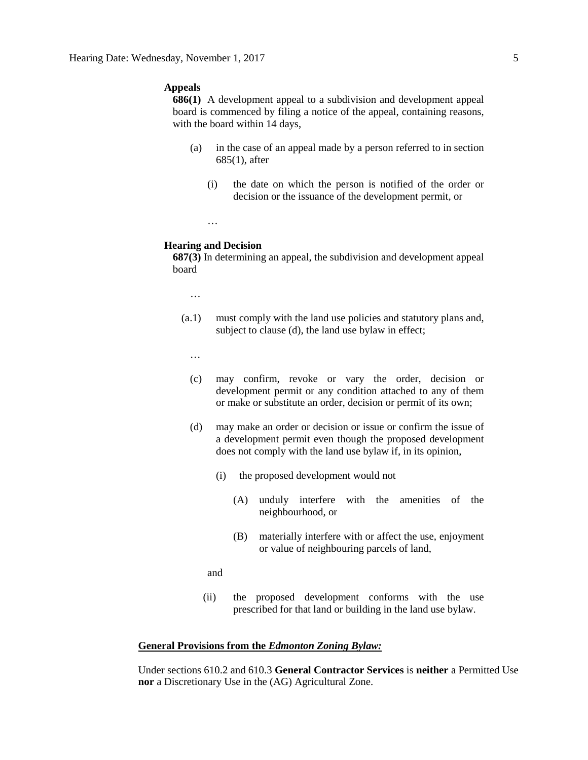**Appeals**

**686(1)** A development appeal to a subdivision and development appeal board is commenced by filing a notice of the appeal, containing reasons, with the board within 14 days,

(a) in the case of an appeal made by a person referred to in section 685(1), after

(i) the date on which the person is notified of the order or decision or the issuance of the development permit, or

…

**Hearing and Decision**

**687(3)** In determining an appeal, the subdivision and development appeal board

…

(a.1) must comply with the land use policies and statutory plans and, subject to clause (d), the land use bylaw in effect;

…

(c) may confirm, revoke or vary the order, decision or development permit or any condition attached to any of them or make or substitute an order, decision or permit of its own;

(d) may make an order or decision or issue or confirm the issue of a development permit even though the proposed development does not comply with the land use bylaw if, in its opinion,

(i) the proposed development would not

(A) unduly interfere with the amenities of the neighbourhood, or

(B) materially interfere with or affect the use, enjoyment or value of neighbouring parcels of land,

and

(ii) the proposed development conforms with the use prescribed for that land or building in the land use bylaw.

**General Provisions from the *Edmonton Zoning Bylaw:***

Under sections 610.2 and 610.3 **General Contractor Services** is **neither** a Permitted Use **nor** a Discretionary Use in the (AG) Agricultural Zone.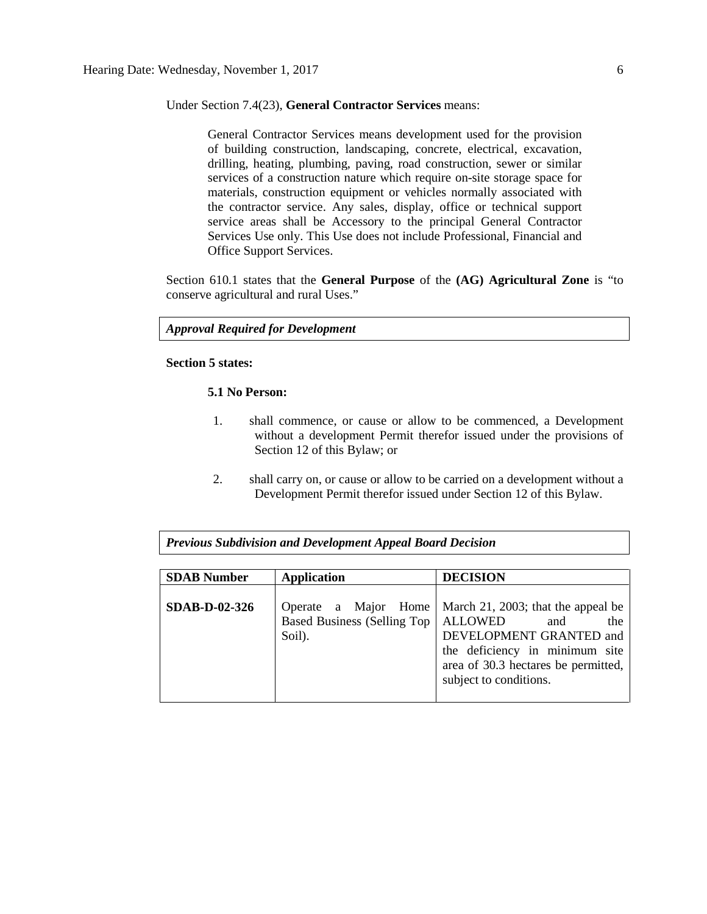Under Section 7.4(23), **General Contractor Services** means:

> General Contractor Services means development used for the provision of building construction, landscaping, concrete, electrical, excavation, drilling, heating, plumbing, paving, road construction, sewer or similar services of a construction nature which require on-site storage space for materials, construction equipment or vehicles normally associated with the contractor service. Any sales, display, office or technical support service areas shall be Accessory to the principal General Contractor Services Use only. This Use does not include Professional, Financial and Office Support Services.

Section 610.1 states that the **General Purpose** of the **(AG) Agricultural Zone** is "to conserve agricultural and rural Uses."

***Approval Required for Development***

**Section 5 states:**

**5.1 No Person:**

1. shall commence, or cause or allow to be commenced, a Development without a development Permit therefor issued under the provisions of Section 12 of this Bylaw; or

2. shall carry on, or cause or allow to be carried on a development without a Development Permit therefor issued under Section 12 of this Bylaw.

***Previous Subdivision and Development Appeal Board Decision***

| SDAB Number | Application | DECISION |
|---|---|---|
| **SDAB-D-02-326** | Operate a Major Home Based Business (Selling Top Soil). | March 21, 2003; that the appeal be ALLOWED and the DEVELOPMENT GRANTED and the deficiency in minimum site area of 30.3 hectares be permitted, subject to conditions. |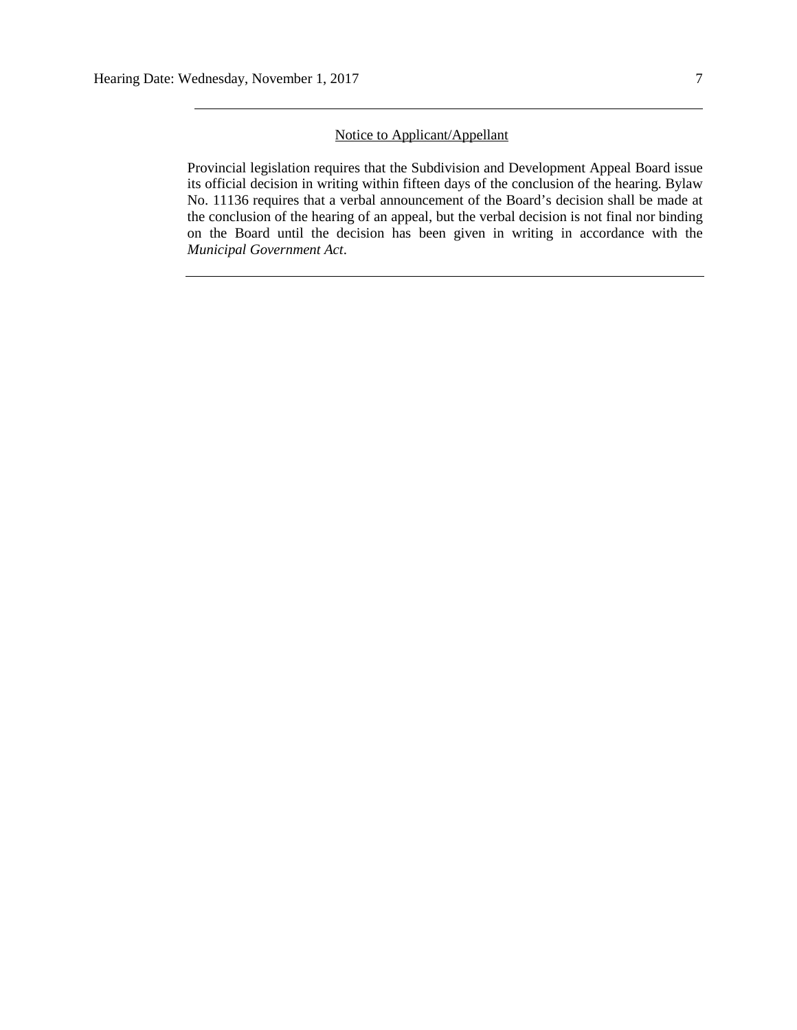---

Notice to Applicant/Appellant

Provincial legislation requires that the Subdivision and Development Appeal Board issue its official decision in writing within fifteen days of the conclusion of the hearing. Bylaw No. 11136 requires that a verbal announcement of the Board's decision shall be made at the conclusion of the hearing of an appeal, but the verbal decision is not final nor binding on the Board until the decision has been given in writing in accordance with the *Municipal Government Act*.

---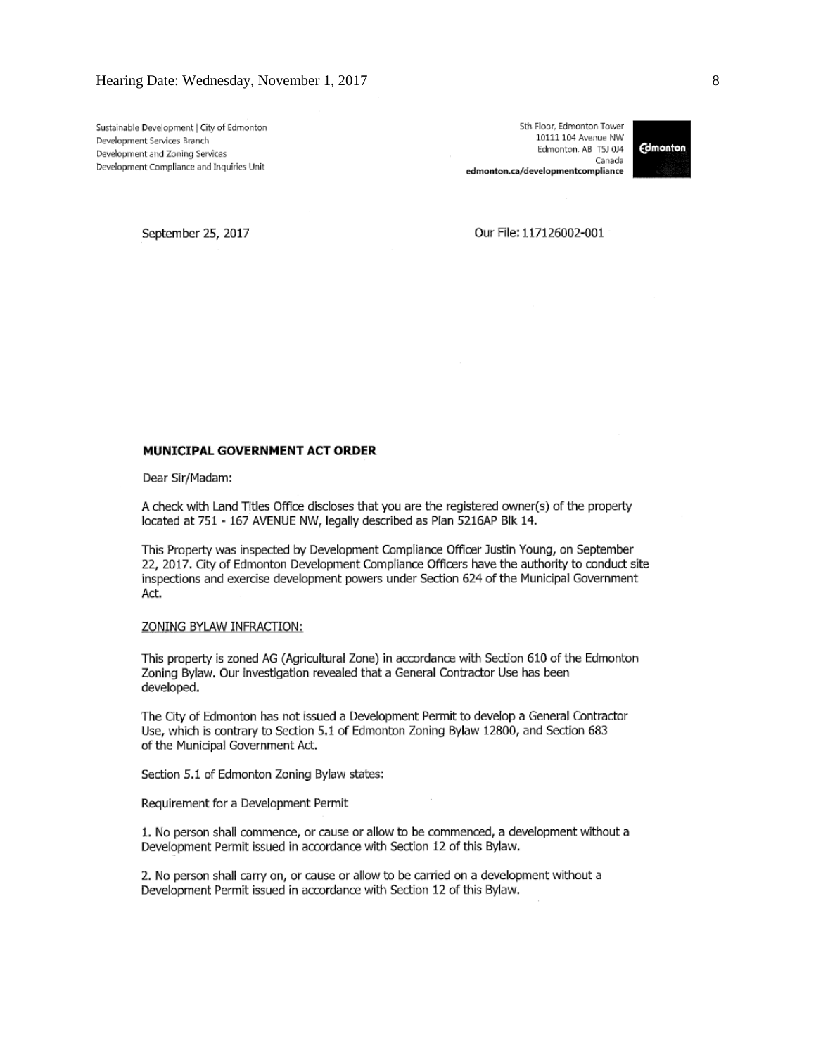Sustainable Development | City of Edmonton
Development Services Branch
Development and Zoning Services
Development Compliance and Inquiries Unit

5th Floor, Edmonton Tower
10111 104 Avenue NW
Edmonton, AB T5J 0J4
Canada
**edmonton.ca/developmentcompliance**

September 25, 2017

Our File: 117126002-001

**MUNICIPAL GOVERNMENT ACT ORDER**

Dear Sir/Madam:

A check with Land Titles Office discloses that you are the registered owner(s) of the property located at 751 - 167 AVENUE NW, legally described as Plan 5216AP Blk 14.

This Property was inspected by Development Compliance Officer Justin Young, on September 22, 2017. City of Edmonton Development Compliance Officers have the authority to conduct site inspections and exercise development powers under Section 624 of the Municipal Government Act.

ZONING BYLAW INFRACTION:

This property is zoned AG (Agricultural Zone) in accordance with Section 610 of the Edmonton Zoning Bylaw. Our investigation revealed that a General Contractor Use has been developed.

The City of Edmonton has not issued a Development Permit to develop a General Contractor Use, which is contrary to Section 5.1 of Edmonton Zoning Bylaw 12800, and Section 683 of the Municipal Government Act.

Section 5.1 of Edmonton Zoning Bylaw states:

Requirement for a Development Permit

1. No person shall commence, or cause or allow to be commenced, a development without a Development Permit issued in accordance with Section 12 of this Bylaw.

2. No person shall carry on, or cause or allow to be carried on a development without a Development Permit issued in accordance with Section 12 of this Bylaw.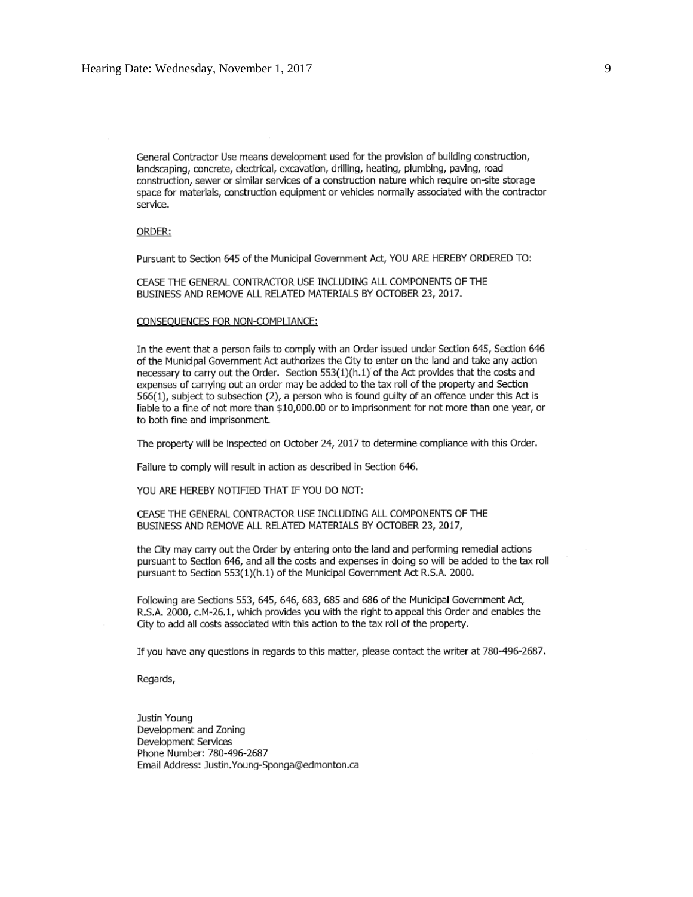General Contractor Use means development used for the provision of building construction, landscaping, concrete, electrical, excavation, drilling, heating, plumbing, paving, road construction, sewer or similar services of a construction nature which require on-site storage space for materials, construction equipment or vehicles normally associated with the contractor service.

ORDER:

Pursuant to Section 645 of the Municipal Government Act, YOU ARE HEREBY ORDERED TO:

CEASE THE GENERAL CONTRACTOR USE INCLUDING ALL COMPONENTS OF THE BUSINESS AND REMOVE ALL RELATED MATERIALS BY OCTOBER 23, 2017.

CONSEQUENCES FOR NON-COMPLIANCE:

In the event that a person fails to comply with an Order issued under Section 645, Section 646 of the Municipal Government Act authorizes the City to enter on the land and take any action necessary to carry out the Order. Section 553(1)(h.1) of the Act provides that the costs and expenses of carrying out an order may be added to the tax roll of the property and Section 566(1), subject to subsection (2), a person who is found guilty of an offence under this Act is liable to a fine of not more than $10,000.00 or to imprisonment for not more than one year, or to both fine and imprisonment.

The property will be inspected on October 24, 2017 to determine compliance with this Order.

Failure to comply will result in action as described in Section 646.

YOU ARE HEREBY NOTIFIED THAT IF YOU DO NOT:

CEASE THE GENERAL CONTRACTOR USE INCLUDING ALL COMPONENTS OF THE BUSINESS AND REMOVE ALL RELATED MATERIALS BY OCTOBER 23, 2017,

the City may carry out the Order by entering onto the land and performing remedial actions pursuant to Section 646, and all the costs and expenses in doing so will be added to the tax roll pursuant to Section 553(1)(h.1) of the Municipal Government Act R.S.A. 2000.

Following are Sections 553, 645, 646, 683, 685 and 686 of the Municipal Government Act, R.S.A. 2000, c.M-26.1, which provides you with the right to appeal this Order and enables the City to add all costs associated with this action to the tax roll of the property.

If you have any questions in regards to this matter, please contact the writer at 780-496-2687.

Regards,

Justin Young
Development and Zoning
Development Services
Phone Number: 780-496-2687
Email Address: Justin.Young-Sponga@edmonton.ca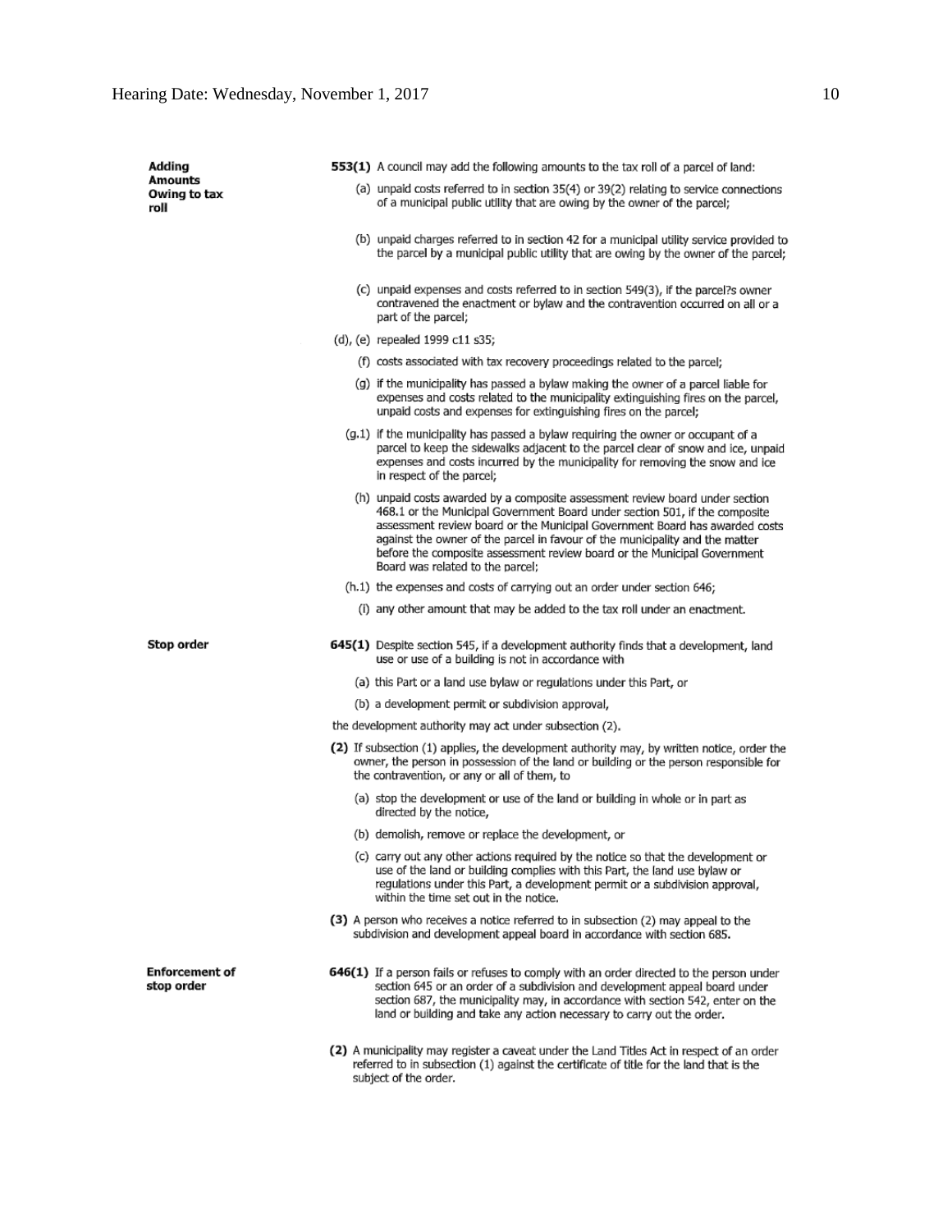**Adding Amounts Owing to tax roll**

**553(1)** A council may add the following amounts to the tax roll of a parcel of land:

(a) unpaid costs referred to in section 35(4) or 39(2) relating to service connections of a municipal public utility that are owing by the owner of the parcel;

(b) unpaid charges referred to in section 42 for a municipal utility service provided to the parcel by a municipal public utility that are owing by the owner of the parcel;

(c) unpaid expenses and costs referred to in section 549(3), if the parcel?s owner contravened the enactment or bylaw and the contravention occurred on all or a part of the parcel;

(d), (e) repealed 1999 c11 s35;

(f) costs associated with tax recovery proceedings related to the parcel;

(g) if the municipality has passed a bylaw making the owner of a parcel liable for expenses and costs related to the municipality extinguishing fires on the parcel, unpaid costs and expenses for extinguishing fires on the parcel;

(g.1) if the municipality has passed a bylaw requiring the owner or occupant of a parcel to keep the sidewalks adjacent to the parcel clear of snow and ice, unpaid expenses and costs incurred by the municipality for removing the snow and ice in respect of the parcel;

(h) unpaid costs awarded by a composite assessment review board under section 468.1 or the Municipal Government Board under section 501, if the composite assessment review board or the Municipal Government Board has awarded costs against the owner of the parcel in favour of the municipality and the matter before the composite assessment review board or the Municipal Government Board was related to the parcel;

(h.1) the expenses and costs of carrying out an order under section 646;

(i) any other amount that may be added to the tax roll under an enactment.

**Stop order**

**645(1)** Despite section 545, if a development authority finds that a development, land use or use of a building is not in accordance with

(a) this Part or a land use bylaw or regulations under this Part, or

(b) a development permit or subdivision approval,

the development authority may act under subsection (2).

**(2)** If subsection (1) applies, the development authority may, by written notice, order the owner, the person in possession of the land or building or the person responsible for the contravention, or any or all of them, to

(a) stop the development or use of the land or building in whole or in part as directed by the notice,

(b) demolish, remove or replace the development, or

(c) carry out any other actions required by the notice so that the development or use of the land or building complies with this Part, the land use bylaw or regulations under this Part, a development permit or a subdivision approval, within the time set out in the notice.

**(3)** A person who receives a notice referred to in subsection (2) may appeal to the subdivision and development appeal board in accordance with section 685.

**Enforcement of stop order**

**646(1)** If a person fails or refuses to comply with an order directed to the person under section 645 or an order of a subdivision and development appeal board under section 687, the municipality may, in accordance with section 542, enter on the land or building and take any action necessary to carry out the order.

**(2)** A municipality may register a caveat under the Land Titles Act in respect of an order referred to in subsection (1) against the certificate of title for the land that is the subject of the order.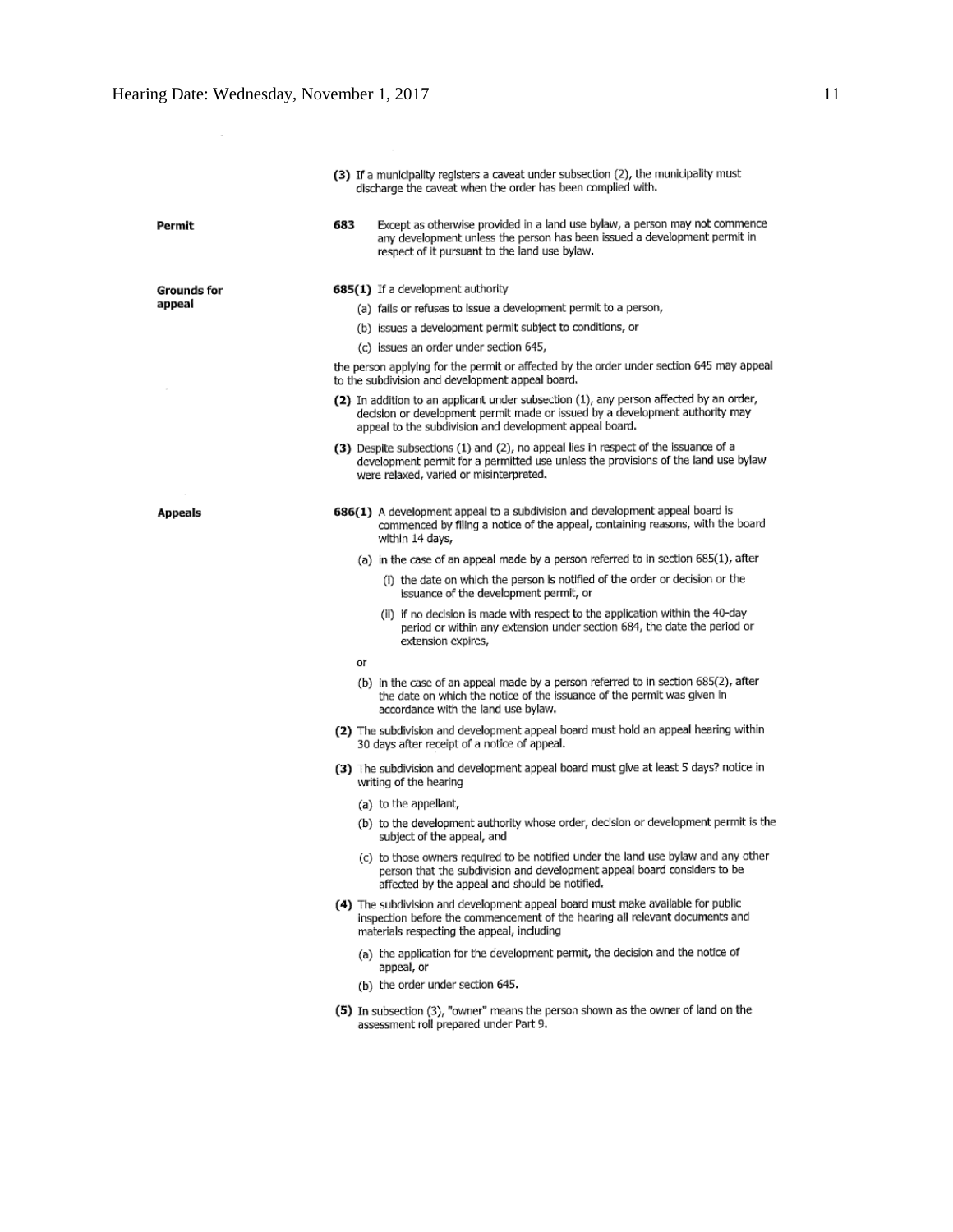(3) If a municipality registers a caveat under subsection (2), the municipality must discharge the caveat when the order has been complied with.

**Permit**

**683** Except as otherwise provided in a land use bylaw, a person may not commence any development unless the person has been issued a development permit in respect of it pursuant to the land use bylaw.

**Grounds for appeal**

**685(1)** If a development authority

(a) fails or refuses to issue a development permit to a person,

(b) issues a development permit subject to conditions, or

(c) issues an order under section 645,

the person applying for the permit or affected by the order under section 645 may appeal to the subdivision and development appeal board.

**(2)** In addition to an applicant under subsection (1), any person affected by an order, decision or development permit made or issued by a development authority may appeal to the subdivision and development appeal board.

**(3)** Despite subsections (1) and (2), no appeal lies in respect of the issuance of a development permit for a permitted use unless the provisions of the land use bylaw were relaxed, varied or misinterpreted.

**Appeals**

**686(1)** A development appeal to a subdivision and development appeal board is commenced by filing a notice of the appeal, containing reasons, with the board within 14 days,

(a) in the case of an appeal made by a person referred to in section 685(1), after

(i) the date on which the person is notified of the order or decision or the issuance of the development permit, or

(ii) if no decision is made with respect to the application within the 40-day period or within any extension under section 684, the date the period or extension expires,

or

(b) in the case of an appeal made by a person referred to in section 685(2), after the date on which the notice of the issuance of the permit was given in accordance with the land use bylaw.

**(2)** The subdivision and development appeal board must hold an appeal hearing within 30 days after receipt of a notice of appeal.

**(3)** The subdivision and development appeal board must give at least 5 days? notice in writing of the hearing

(a) to the appellant,

(b) to the development authority whose order, decision or development permit is the subject of the appeal, and

(c) to those owners required to be notified under the land use bylaw and any other person that the subdivision and development appeal board considers to be affected by the appeal and should be notified.

**(4)** The subdivision and development appeal board must make available for public inspection before the commencement of the hearing all relevant documents and materials respecting the appeal, including

(a) the application for the development permit, the decision and the notice of appeal, or

(b) the order under section 645.

**(5)** In subsection (3), "owner" means the person shown as the owner of land on the assessment roll prepared under Part 9.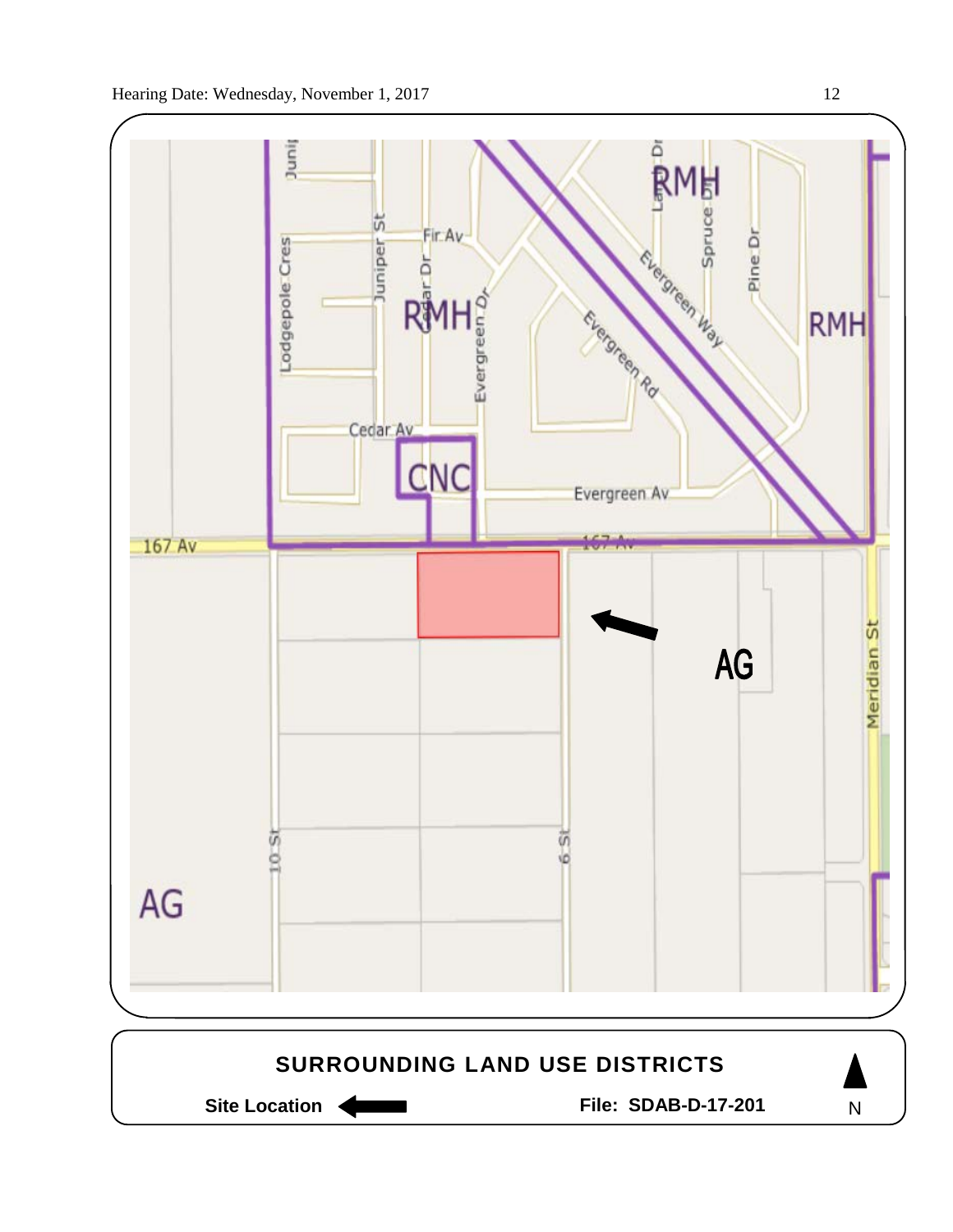RMH

RMH

RMH

CNC

AG

AG

Juniper St

Fir Av

Lodgepole Cres

Cedar Dr

Evergreen Dr

Evergreen Way

Evergreen Rd

Spruce Dr

Pine Dr

Cedar Av

Evergreen Av

167 Av

10 St

6 St

Meridian St

**SURROUNDING LAND USE DISTRICTS**

**Site Location** ← **File: SDAB-D-17-201**

N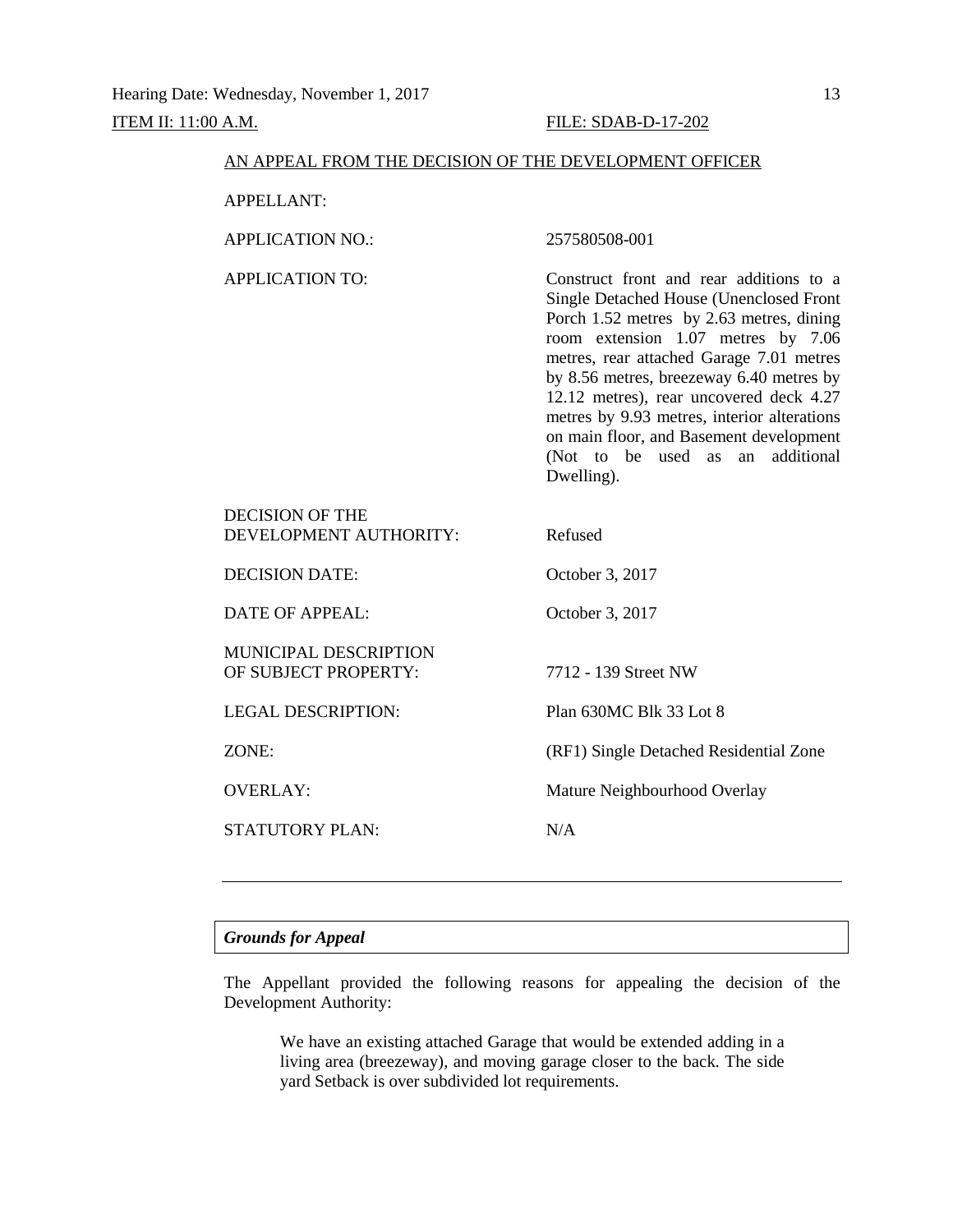ITEM II: 11:00 A.M. FILE: SDAB-D-17-202

AN APPEAL FROM THE DECISION OF THE DEVELOPMENT OFFICER

| | |
|---|---|
| APPELLANT: | |
| APPLICATION NO.: | 257580508-001 |
| APPLICATION TO: | Construct front and rear additions to a Single Detached House (Unenclosed Front Porch 1.52 metres by 2.63 metres, dining room extension 1.07 metres by 7.06 metres, rear attached Garage 7.01 metres by 8.56 metres, breezeway 6.40 metres by 12.12 metres), rear uncovered deck 4.27 metres by 9.93 metres, interior alterations on main floor, and Basement development (Not to be used as an additional Dwelling). |
| DECISION OF THE DEVELOPMENT AUTHORITY: | Refused |
| DECISION DATE: | October 3, 2017 |
| DATE OF APPEAL: | October 3, 2017 |
| MUNICIPAL DESCRIPTION OF SUBJECT PROPERTY: | 7712 - 139 Street NW |
| LEGAL DESCRIPTION: | Plan 630MC Blk 33 Lot 8 |
| ZONE: | (RF1) Single Detached Residential Zone |
| OVERLAY: | Mature Neighbourhood Overlay |
| STATUTORY PLAN: | N/A |

---

*Grounds for Appeal*

The Appellant provided the following reasons for appealing the decision of the Development Authority:

> We have an existing attached Garage that would be extended adding in a living area (breezeway), and moving garage closer to the back. The side yard Setback is over subdivided lot requirements.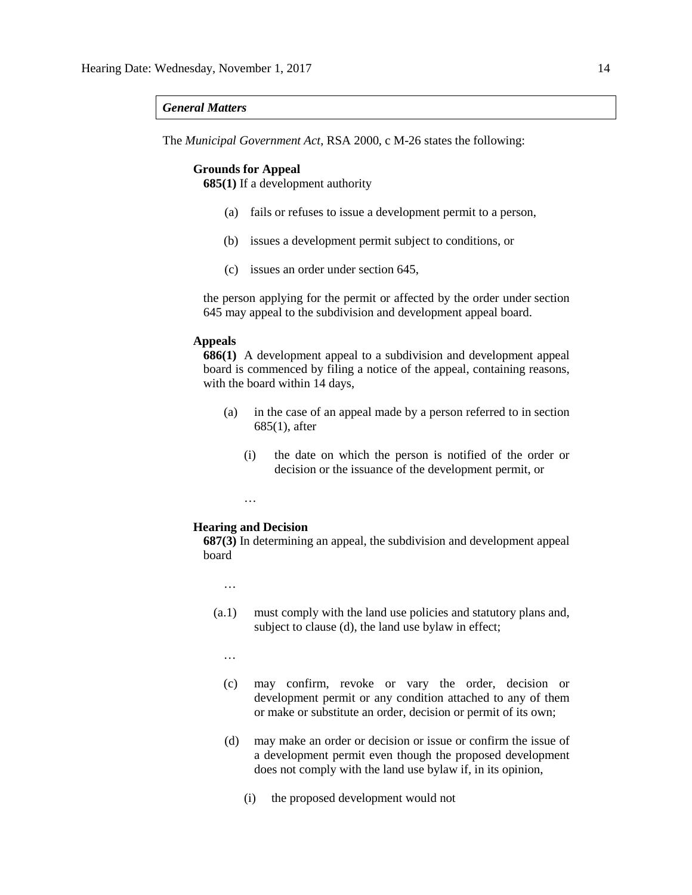***General Matters***

The *Municipal Government Act*, RSA 2000, c M-26 states the following:

**Grounds for Appeal**

**685(1)** If a development authority

(a) fails or refuses to issue a development permit to a person,

(b) issues a development permit subject to conditions, or

(c) issues an order under section 645,

the person applying for the permit or affected by the order under section 645 may appeal to the subdivision and development appeal board.

**Appeals**

**686(1)** A development appeal to a subdivision and development appeal board is commenced by filing a notice of the appeal, containing reasons, with the board within 14 days,

(a) in the case of an appeal made by a person referred to in section 685(1), after

(i) the date on which the person is notified of the order or decision or the issuance of the development permit, or

…

**Hearing and Decision**

**687(3)** In determining an appeal, the subdivision and development appeal board

…

(a.1) must comply with the land use policies and statutory plans and, subject to clause (d), the land use bylaw in effect;

…

(c) may confirm, revoke or vary the order, decision or development permit or any condition attached to any of them or make or substitute an order, decision or permit of its own;

(d) may make an order or decision or issue or confirm the issue of a development permit even though the proposed development does not comply with the land use bylaw if, in its opinion,

(i) the proposed development would not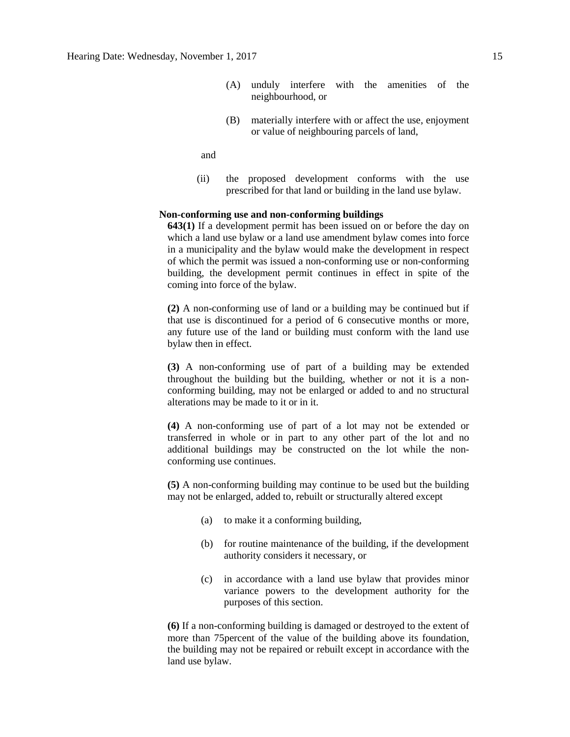(A) unduly interfere with the amenities of the neighbourhood, or

(B) materially interfere with or affect the use, enjoyment or value of neighbouring parcels of land,

and

(ii) the proposed development conforms with the use prescribed for that land or building in the land use bylaw.

**Non-conforming use and non-conforming buildings**

**643(1)** If a development permit has been issued on or before the day on which a land use bylaw or a land use amendment bylaw comes into force in a municipality and the bylaw would make the development in respect of which the permit was issued a non-conforming use or non-conforming building, the development permit continues in effect in spite of the coming into force of the bylaw.

**(2)** A non-conforming use of land or a building may be continued but if that use is discontinued for a period of 6 consecutive months or more, any future use of the land or building must conform with the land use bylaw then in effect.

**(3)** A non-conforming use of part of a building may be extended throughout the building but the building, whether or not it is a non-conforming building, may not be enlarged or added to and no structural alterations may be made to it or in it.

**(4)** A non-conforming use of part of a lot may not be extended or transferred in whole or in part to any other part of the lot and no additional buildings may be constructed on the lot while the non-conforming use continues.

**(5)** A non-conforming building may continue to be used but the building may not be enlarged, added to, rebuilt or structurally altered except

(a) to make it a conforming building,

(b) for routine maintenance of the building, if the development authority considers it necessary, or

(c) in accordance with a land use bylaw that provides minor variance powers to the development authority for the purposes of this section.

**(6)** If a non-conforming building is damaged or destroyed to the extent of more than 75percent of the value of the building above its foundation, the building may not be repaired or rebuilt except in accordance with the land use bylaw.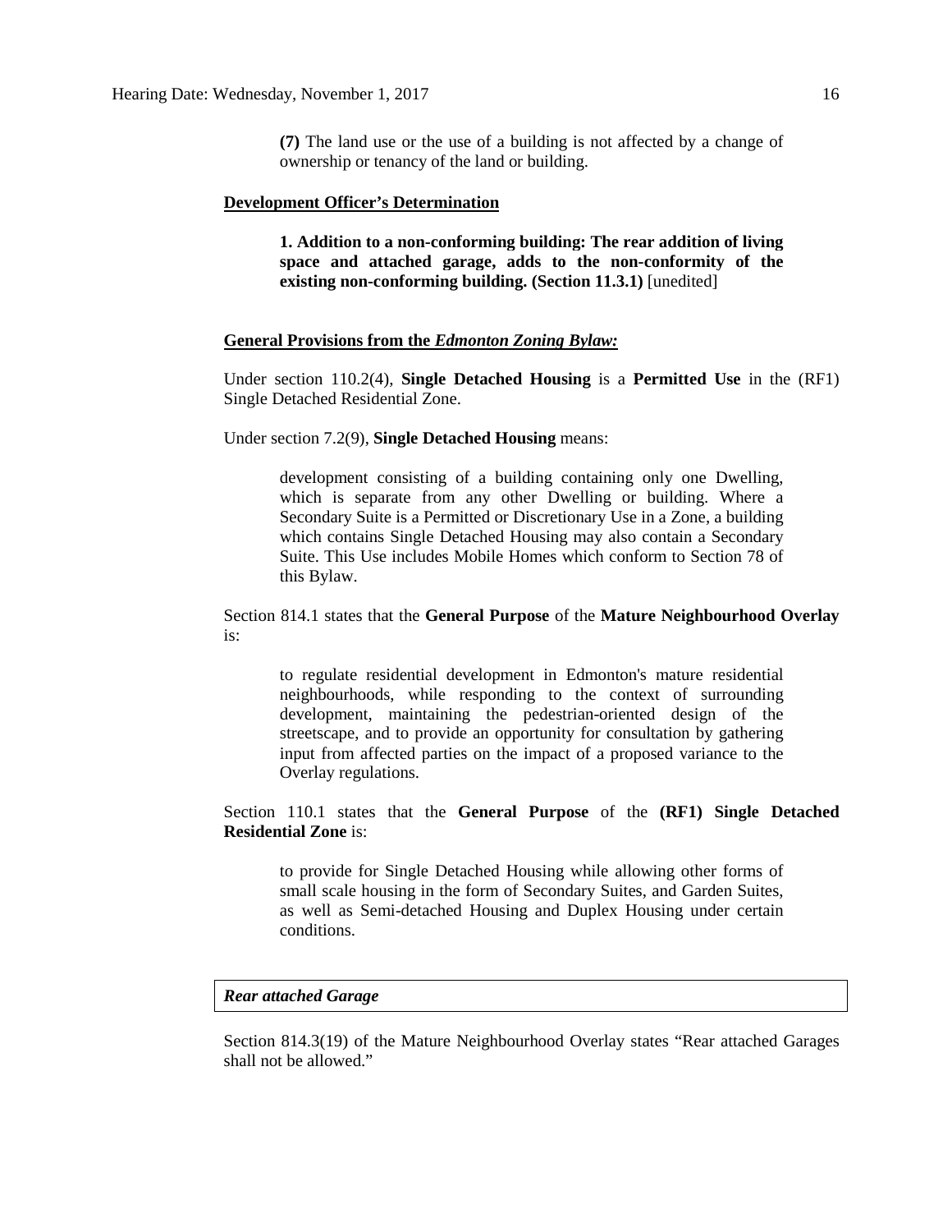> **(7)** The land use or the use of a building is not affected by a change of ownership or tenancy of the land or building.

**Development Officer's Determination**

> **1. Addition to a non-conforming building: The rear addition of living space and attached garage, adds to the non-conformity of the existing non-conforming building. (Section 11.3.1)** [unedited]

**General Provisions from the *Edmonton Zoning Bylaw:***

Under section 110.2(4), **Single Detached Housing** is a **Permitted Use** in the (RF1) Single Detached Residential Zone.

Under section 7.2(9), **Single Detached Housing** means:

> development consisting of a building containing only one Dwelling, which is separate from any other Dwelling or building. Where a Secondary Suite is a Permitted or Discretionary Use in a Zone, a building which contains Single Detached Housing may also contain a Secondary Suite. This Use includes Mobile Homes which conform to Section 78 of this Bylaw.

Section 814.1 states that the **General Purpose** of the **Mature Neighbourhood Overlay** is:

> to regulate residential development in Edmonton's mature residential neighbourhoods, while responding to the context of surrounding development, maintaining the pedestrian-oriented design of the streetscape, and to provide an opportunity for consultation by gathering input from affected parties on the impact of a proposed variance to the Overlay regulations.

Section 110.1 states that the **General Purpose** of the **(RF1) Single Detached Residential Zone** is:

> to provide for Single Detached Housing while allowing other forms of small scale housing in the form of Secondary Suites, and Garden Suites, as well as Semi-detached Housing and Duplex Housing under certain conditions.

***Rear attached Garage***

Section 814.3(19) of the Mature Neighbourhood Overlay states "Rear attached Garages shall not be allowed."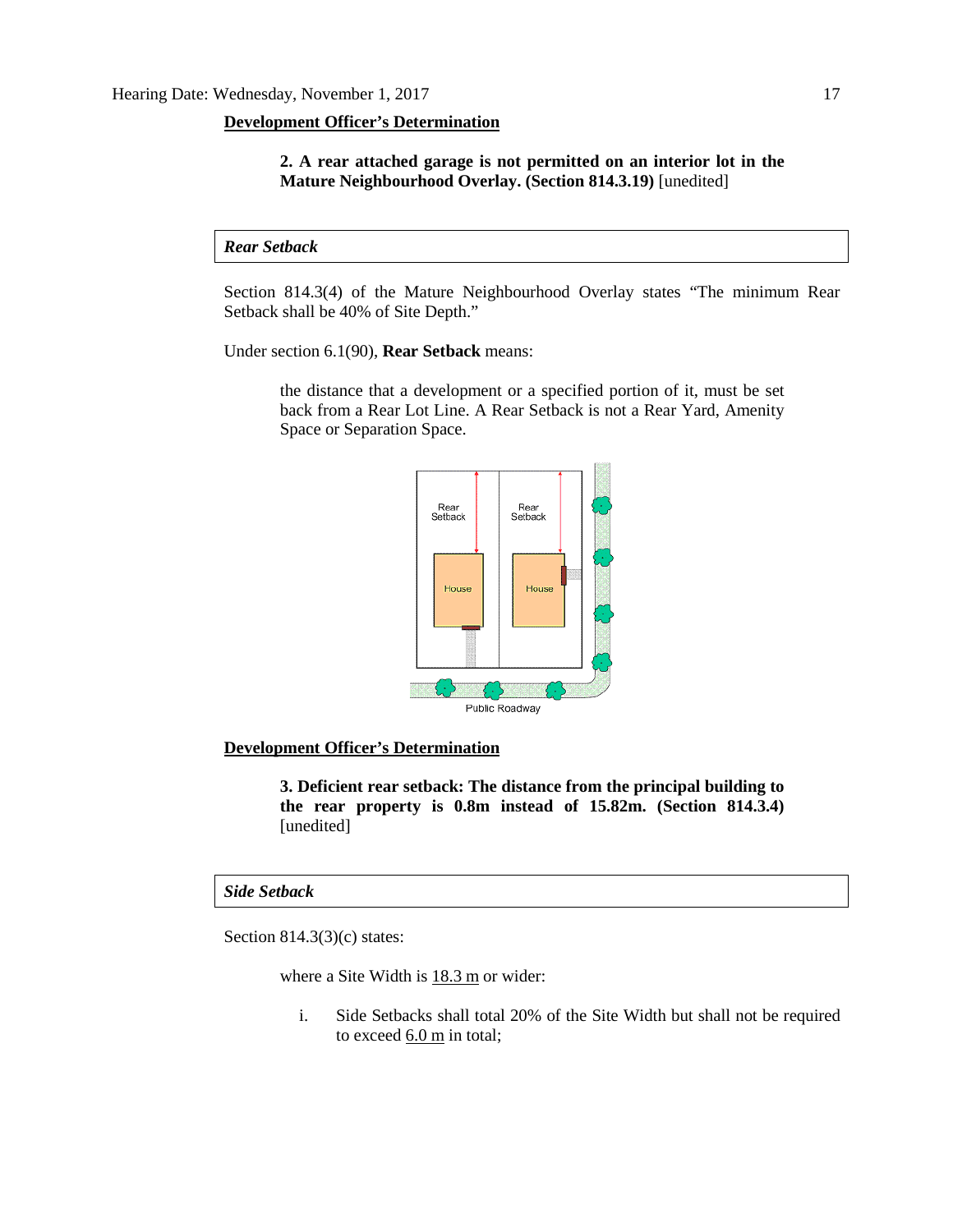**Development Officer's Determination**

> **2. A rear attached garage is not permitted on an interior lot in the Mature Neighbourhood Overlay. (Section 814.3.19)** [unedited]

***Rear Setback***

Section 814.3(4) of the Mature Neighbourhood Overlay states "The minimum Rear Setback shall be 40% of Site Depth."

Under section 6.1(90), **Rear Setback** means:

> the distance that a development or a specified portion of it, must be set back from a Rear Lot Line. A Rear Setback is not a Rear Yard, Amenity Space or Separation Space.

**Development Officer's Determination**

> **3. Deficient rear setback: The distance from the principal building to the rear property is 0.8m instead of 15.82m. (Section 814.3.4)** [unedited]

***Side Setback***

Section 814.3(3)(c) states:

> where a Site Width is 18.3 m or wider:
>
> i. Side Setbacks shall total 20% of the Site Width but shall not be required to exceed 6.0 m in total;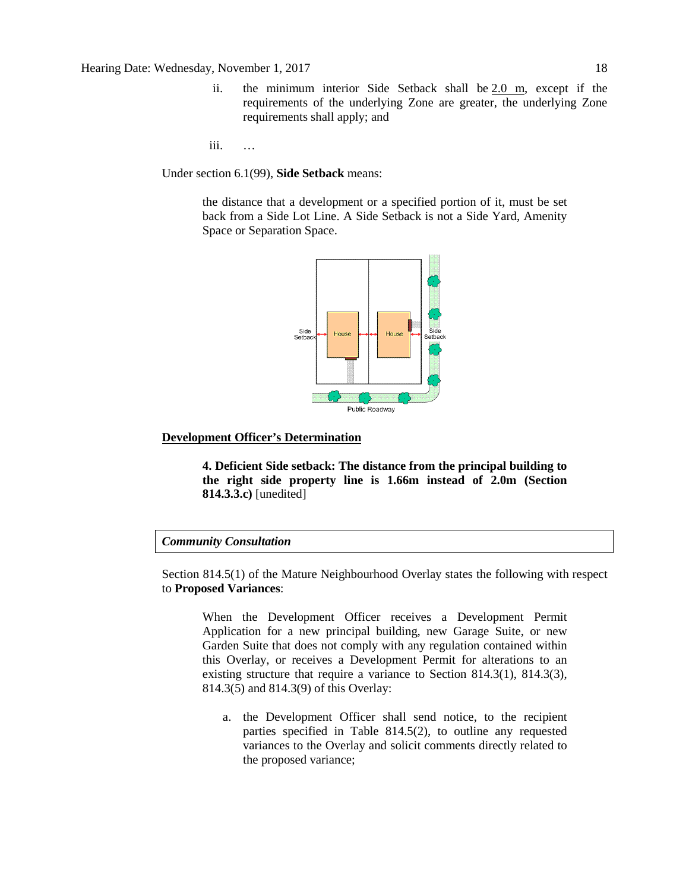ii. the minimum interior Side Setback shall be 2.0 m, except if the requirements of the underlying Zone are greater, the underlying Zone requirements shall apply; and

iii. …

Under section 6.1(99), **Side Setback** means:

> the distance that a development or a specified portion of it, must be set back from a Side Lot Line. A Side Setback is not a Side Yard, Amenity Space or Separation Space.

**Development Officer's Determination**

> **4. Deficient Side setback: The distance from the principal building to the right side property line is 1.66m instead of 2.0m (Section 814.3.3.c)** [unedited]

***Community Consultation***

Section 814.5(1) of the Mature Neighbourhood Overlay states the following with respect to **Proposed Variances**:

> When the Development Officer receives a Development Permit Application for a new principal building, new Garage Suite, or new Garden Suite that does not comply with any regulation contained within this Overlay, or receives a Development Permit for alterations to an existing structure that require a variance to Section 814.3(1), 814.3(3), 814.3(5) and 814.3(9) of this Overlay:
>
> a. the Development Officer shall send notice, to the recipient parties specified in Table 814.5(2), to outline any requested variances to the Overlay and solicit comments directly related to the proposed variance;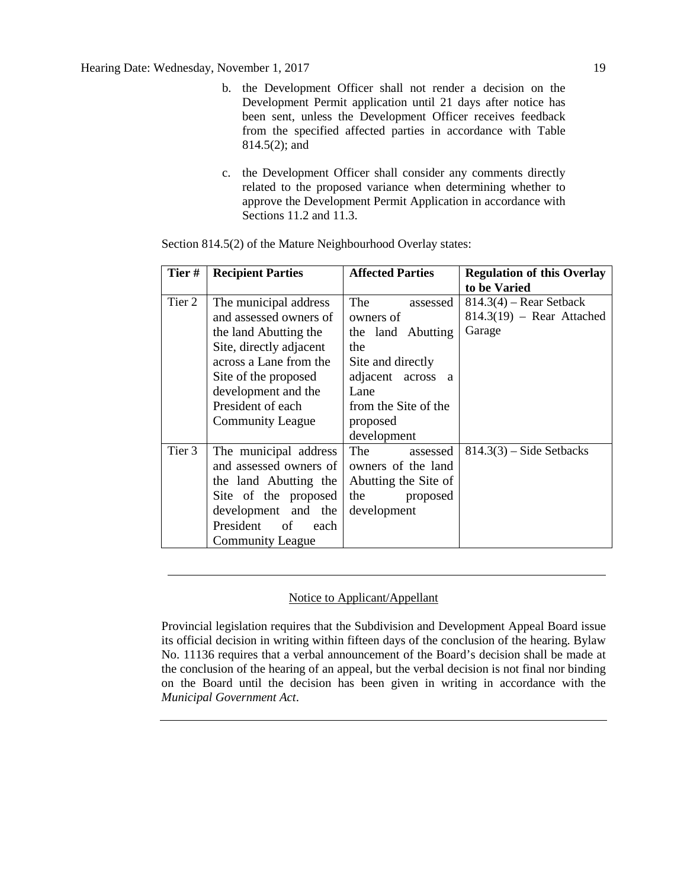b. the Development Officer shall not render a decision on the Development Permit application until 21 days after notice has been sent, unless the Development Officer receives feedback from the specified affected parties in accordance with Table 814.5(2); and

c. the Development Officer shall consider any comments directly related to the proposed variance when determining whether to approve the Development Permit Application in accordance with Sections 11.2 and 11.3.

Section 814.5(2) of the Mature Neighbourhood Overlay states:

| Tier # | Recipient Parties | Affected Parties | Regulation of this Overlay to be Varied |
|---|---|---|---|
| Tier 2 | The municipal address and assessed owners of the land Abutting the Site, directly adjacent across a Lane from the Site of the proposed development and the President of each Community League | The assessed owners of the land Abutting the Site and directly adjacent across a Lane from the Site of the proposed development | 814.3(4) – Rear Setback<br>814.3(19) – Rear Attached Garage |
| Tier 3 | The municipal address and assessed owners of the land Abutting the Site of the proposed development and the President of each Community League | The assessed owners of the land Abutting the Site of the proposed development | 814.3(3) – Side Setbacks |

---

Notice to Applicant/Appellant

Provincial legislation requires that the Subdivision and Development Appeal Board issue its official decision in writing within fifteen days of the conclusion of the hearing. Bylaw No. 11136 requires that a verbal announcement of the Board's decision shall be made at the conclusion of the hearing of an appeal, but the verbal decision is not final nor binding on the Board until the decision has been given in writing in accordance with the *Municipal Government Act*.

---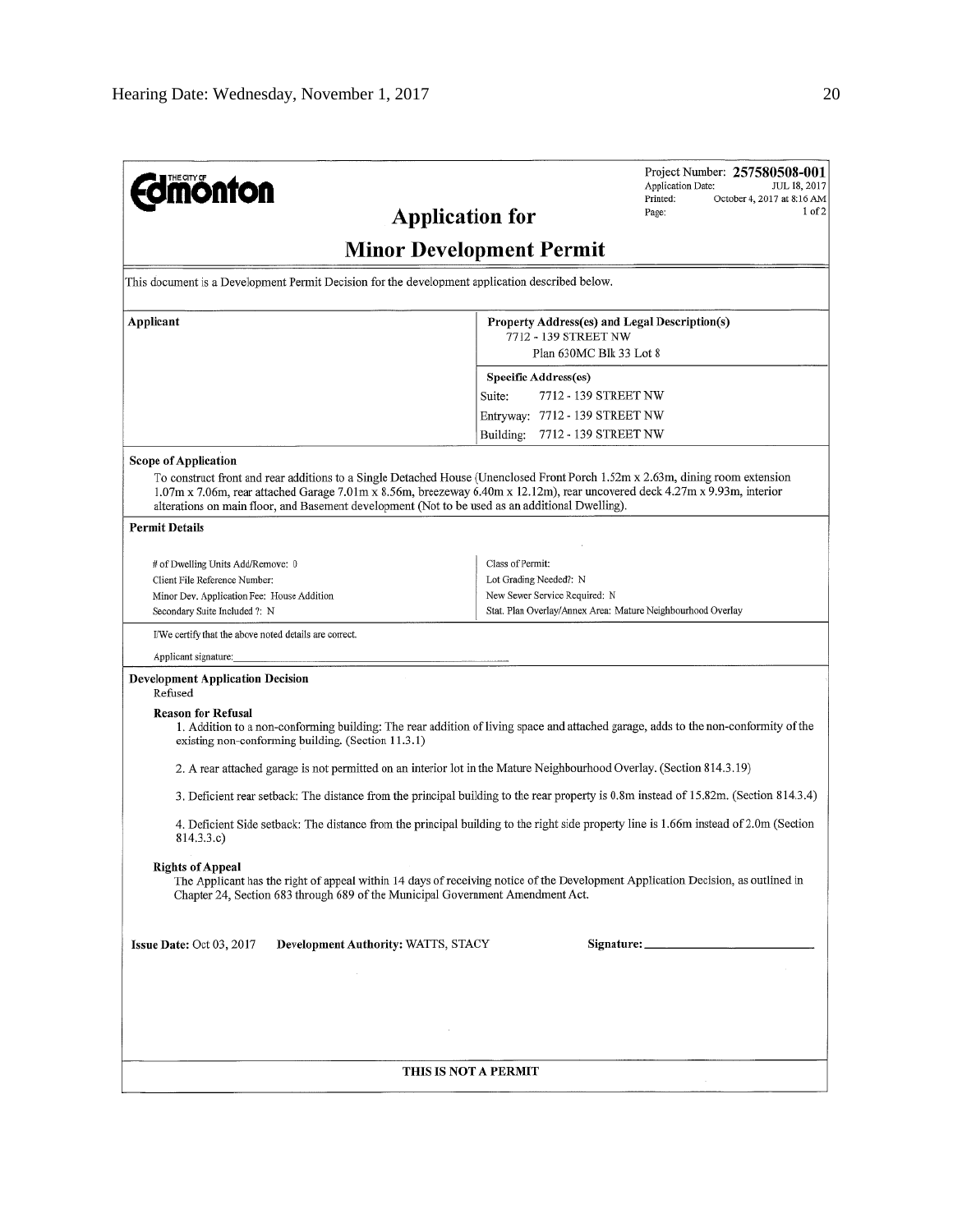Project Number: **257580508-001**
Application Date: JUL 18, 2017
Printed: October 4, 2017 at 8:16 AM

**THE CITY OF Edmonton**

# Application for

# Minor Development Permit

This document is a Development Permit Decision for the development application described below.

| Applicant | Property Address(es) and Legal Description(s) |
|---|---|
| | 7712 - 139 STREET NW<br>Plan 630MC Blk 33 Lot 8 |
| | **Specific Address(es)** |
| | Suite: 7712 - 139 STREET NW |
| | Entryway: 7712 - 139 STREET NW |
| | Building: 7712 - 139 STREET NW |

**Scope of Application**

To construct front and rear additions to a Single Detached House (Unenclosed Front Porch 1.52m x 2.63m, dining room extension 1.07m x 7.06m, rear attached Garage 7.01m x 8.56m, breezeway 6.40m x 12.12m), rear uncovered deck 4.27m x 9.93m, interior alterations on main floor, and Basement development (Not to be used as an additional Dwelling).

**Permit Details**

| | |
|---|---|
| # of Dwelling Units Add/Remove: 0 | Class of Permit: |
| Client File Reference Number: | Lot Grading Needed?: N |
| Minor Dev. Application Fee: House Addition | New Sewer Service Required: N |
| Secondary Suite Included ?: N | Stat. Plan Overlay/Annex Area: Mature Neighbourhood Overlay |

I/We certify that the above noted details are correct.

Applicant signature: \_\_\_\_\_\_\_\_\_\_\_\_\_\_\_\_\_\_\_\_\_\_\_\_\_\_\_\_\_\_

**Development Application Decision**

Refused

**Reason for Refusal**

1. Addition to a non-conforming building: The rear addition of living space and attached garage, adds to the non-conformity of the existing non-conforming building. (Section 11.3.1)

2. A rear attached garage is not permitted on an interior lot in the Mature Neighbourhood Overlay. (Section 814.3.19)

3. Deficient rear setback: The distance from the principal building to the rear property is 0.8m instead of 15.82m. (Section 814.3.4)

4. Deficient Side setback: The distance from the principal building to the right side property line is 1.66m instead of 2.0m (Section 814.3.3.c)

**Rights of Appeal**

The Applicant has the right of appeal within 14 days of receiving notice of the Development Application Decision, as outlined in Chapter 24, Section 683 through 689 of the Municipal Government Amendment Act.

**Issue Date:** Oct 03, 2017 **Development Authority:** WATTS, STACY **Signature:** \_\_\_\_\_\_\_\_\_\_\_\_\_\_\_\_\_\_\_\_

**THIS IS NOT A PERMIT**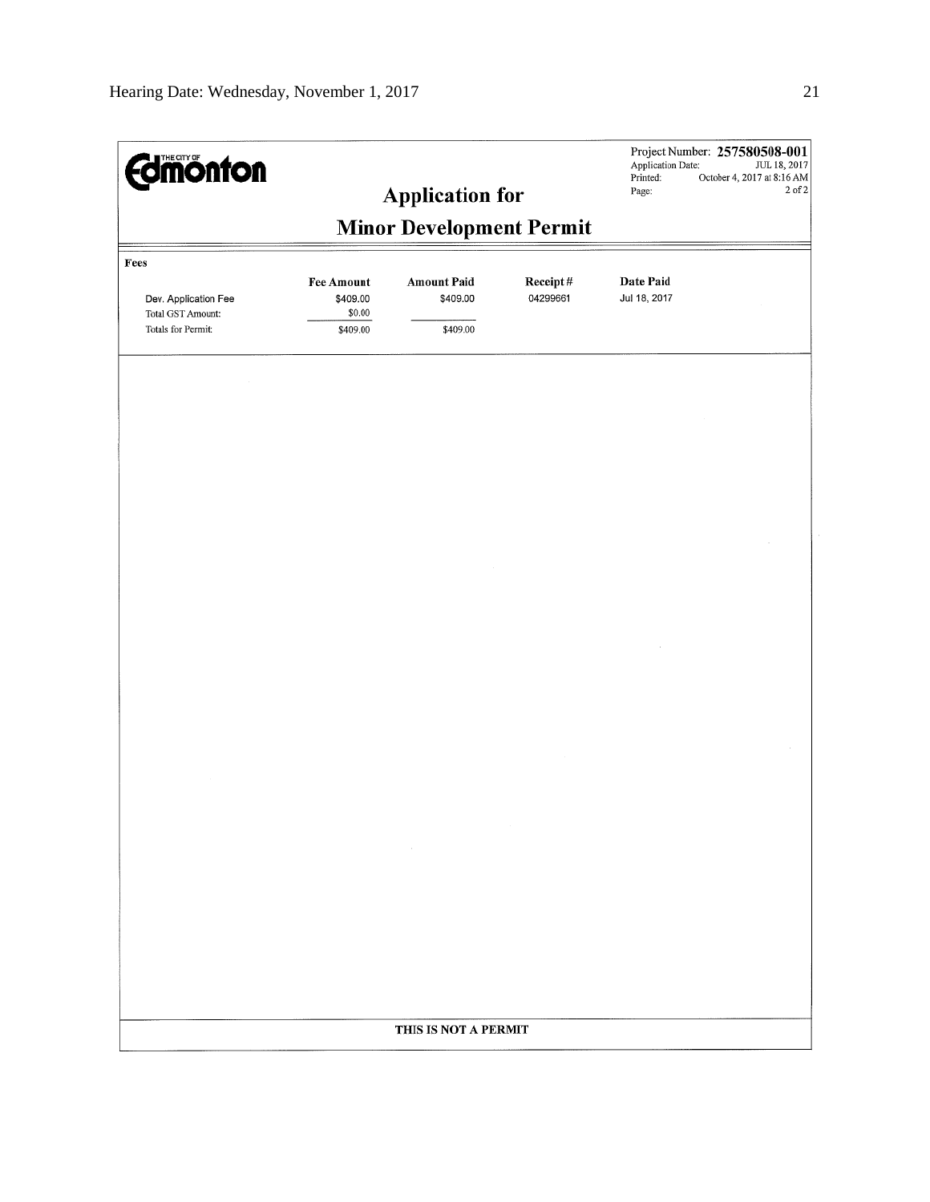THE CITY OF **Edmonton**

Project Number: **257580508-001**
Application Date: JUL 18, 2017
Printed: October 4, 2017 at 8:16 AM
Page: 2 of 2

# Application for

# Minor Development Permit

**Fees**

| | Fee Amount | Amount Paid | Receipt # | Date Paid |
|---|---|---|---|---|
| Dev. Application Fee | $409.00 | $409.00 | 04299661 | Jul 18, 2017 |
| Total GST Amount: | $0.00 | | | |
| Totals for Permit: | $409.00 | $409.00 | | |

**THIS IS NOT A PERMIT**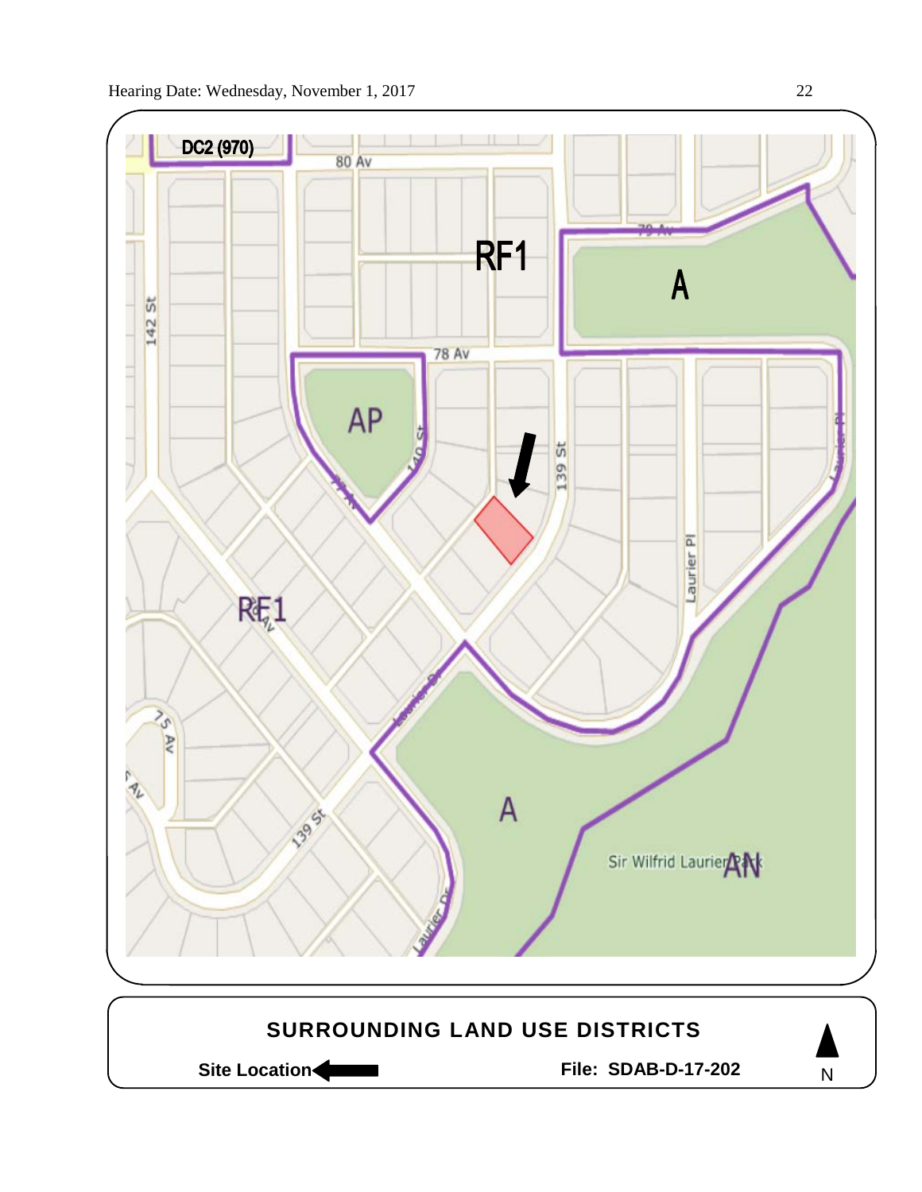DC2 (970)

80 Av

RF1

79 Av

A

142 St

78 Av

AP

140 St

79 Av

139 St

Laurier Pl

Laurier Pl

RF1

76 Av

Laurier Dr

75 Av

75 Av

A

139 St

Sir Wilfrid Laurier Park

AN

Laurier Dr

**SURROUNDING LAND USE DISTRICTS**

**Site Location**

**File: SDAB-D-17-202**

N